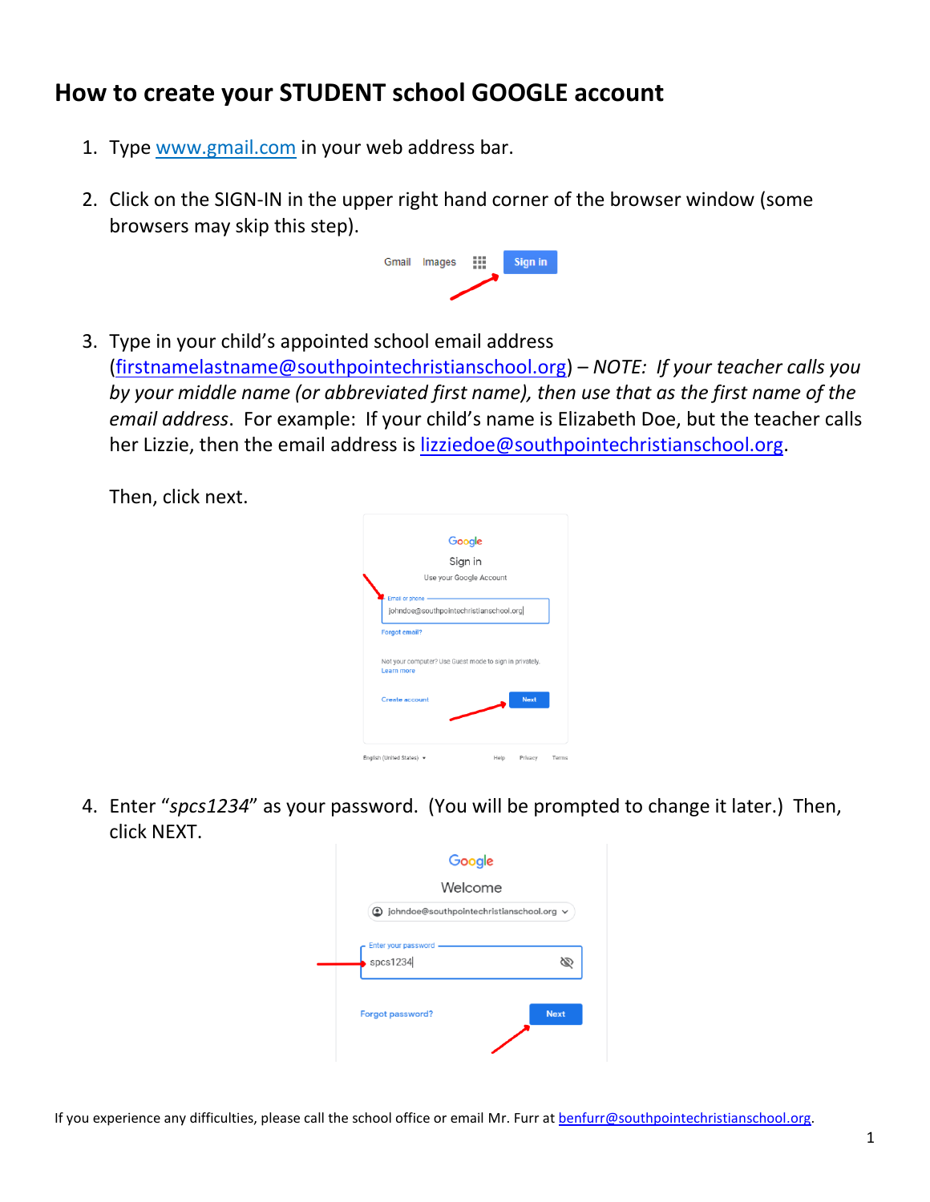# How to create your STUDENT school GOOGLE account

1. Type www.gmail.com in your web address bar.

2. Click on the SIGN-IN in the upper right hand corner of the browser window (some browsers may skip this step).

3. Type in your child's appointed school email address (firstnamelastname@southpointechristianschool.org) – *NOTE: If your teacher calls you by your middle name (or abbreviated first name), then use that as the first name of the email address*. For example: If your child's name is Elizabeth Doe, but the teacher calls her Lizzie, then the email address is lizziedoe@southpointechristianschool.org.

   Then, click next.

4. Enter "*spcs1234*" as your password. (You will be prompted to change it later.) Then, click NEXT.

If you experience any difficulties, please call the school office or email Mr. Furr at benfurr@southpointechristianschool.org.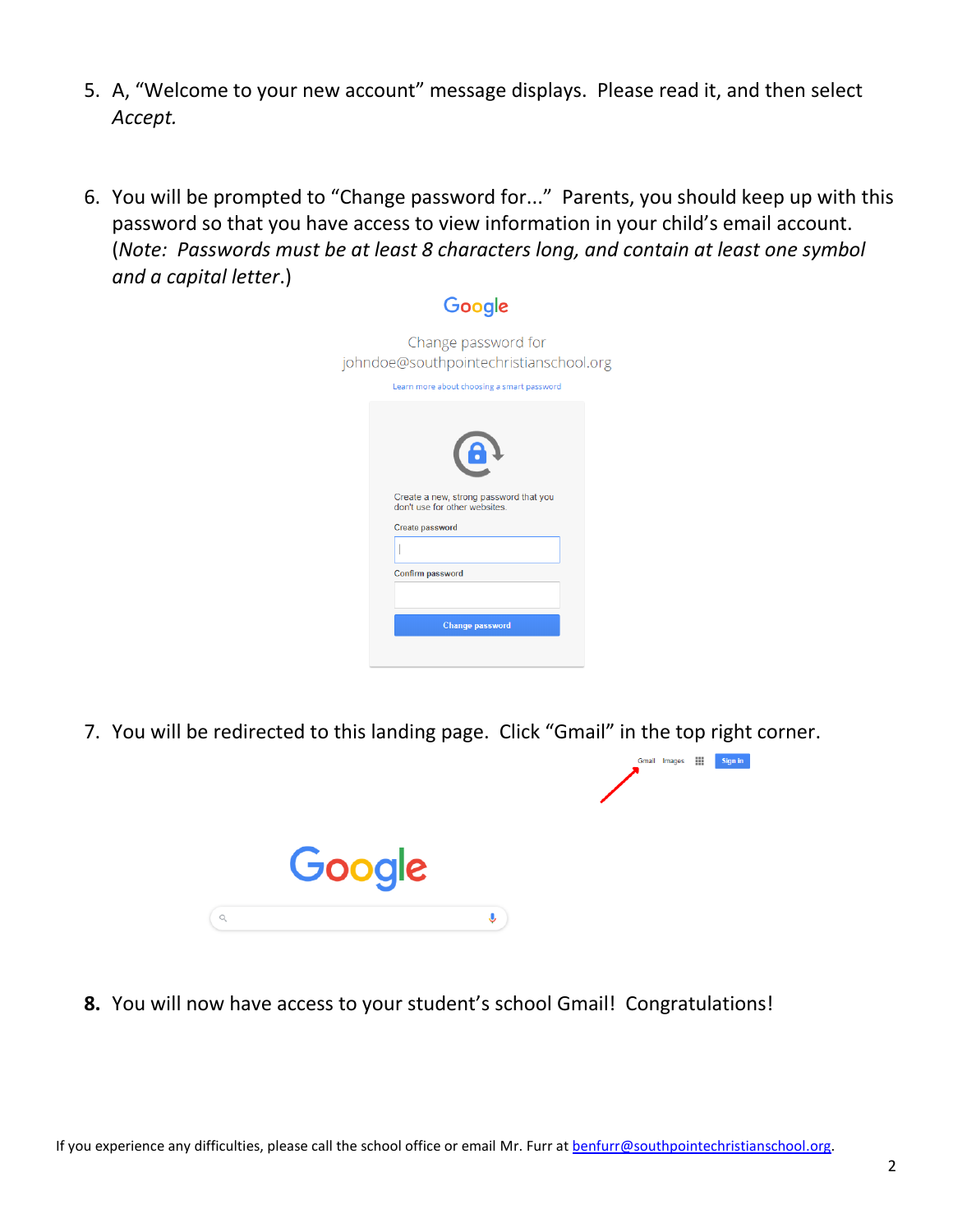5. A, “Welcome to your new account” message displays. Please read it, and then select *Accept.*

6. You will be prompted to “Change password for...” Parents, you should keep up with this password so that you have access to view information in your child’s email account. (*Note: Passwords must be at least 8 characters long, and contain at least one symbol and a capital letter*.)

Google

Change password for
johndoe@southpointechristianschool.org

Learn more about choosing a smart password

Create a new, strong password that you don't use for other websites.

Create password

Confirm password

Change password

7. You will be redirected to this landing page. Click “Gmail” in the top right corner.

Gmail Images Sign in

Google

8. **You will now have access to your student’s school Gmail! Congratulations!**

If you experience any difficulties, please call the school office or email Mr. Furr at benfurr@southpointechristianschool.org.